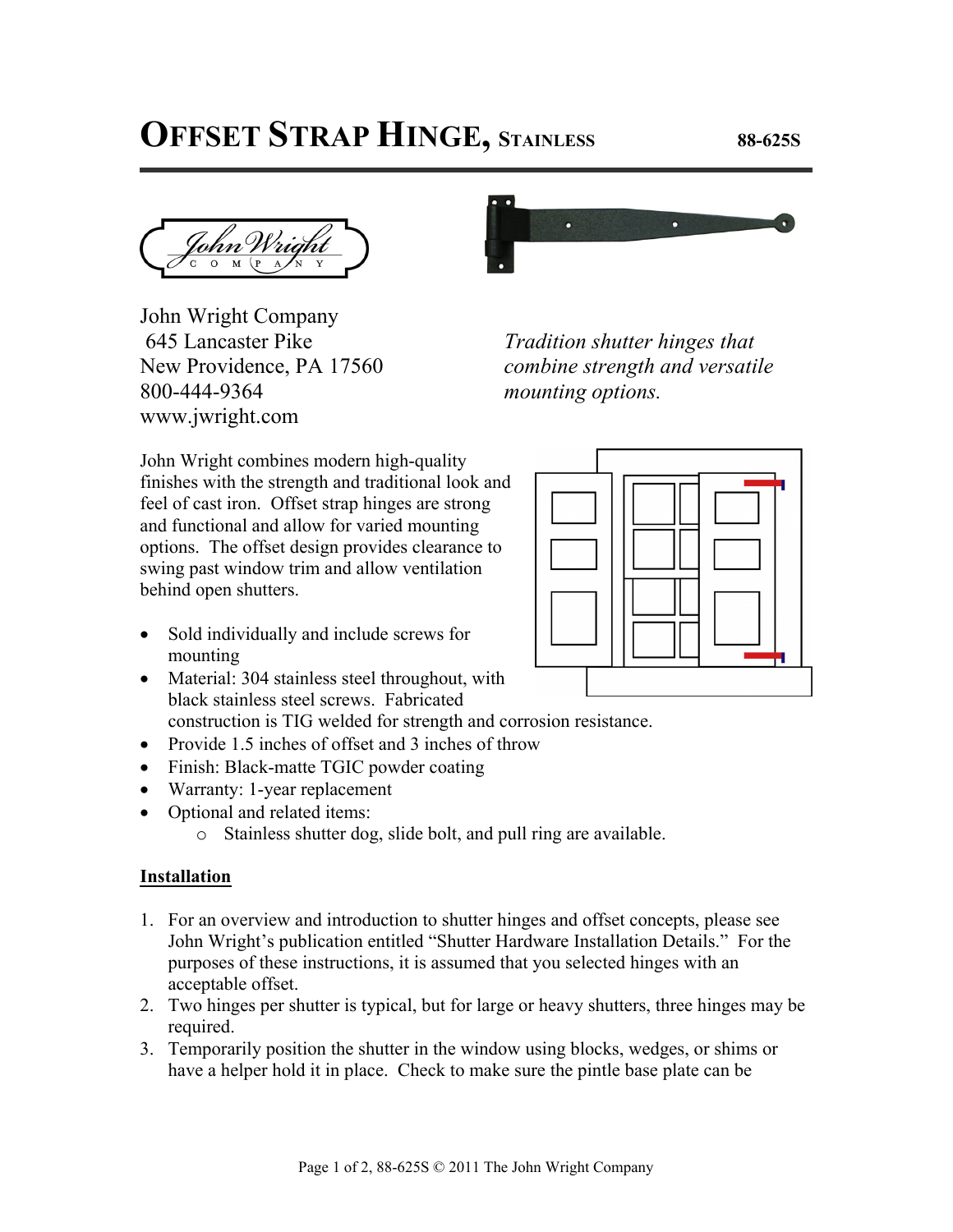# OFFSET STRAP HINGE, STAINLESS 88-625S

John Wright Company
645 Lancaster Pike
New Providence, PA 17560
800-444-9364
www.jwright.com

*Tradition shutter hinges that combine strength and versatile mounting options.*

John Wright combines modern high-quality finishes with the strength and traditional look and feel of cast iron. Offset strap hinges are strong and functional and allow for varied mounting options. The offset design provides clearance to swing past window trim and allow ventilation behind open shutters.

- Sold individually and include screws for mounting
- Material: 304 stainless steel throughout, with black stainless steel screws. Fabricated construction is TIG welded for strength and corrosion resistance.
- Provide 1.5 inches of offset and 3 inches of throw
- Finish: Black-matte TGIC powder coating
- Warranty: 1-year replacement
- Optional and related items:
  - Stainless shutter dog, slide bolt, and pull ring are available.

## Installation

1. For an overview and introduction to shutter hinges and offset concepts, please see John Wright's publication entitled "Shutter Hardware Installation Details." For the purposes of these instructions, it is assumed that you selected hinges with an acceptable offset.
2. Two hinges per shutter is typical, but for large or heavy shutters, three hinges may be required.
3. Temporarily position the shutter in the window using blocks, wedges, or shims or have a helper hold it in place. Check to make sure the pintle base plate can be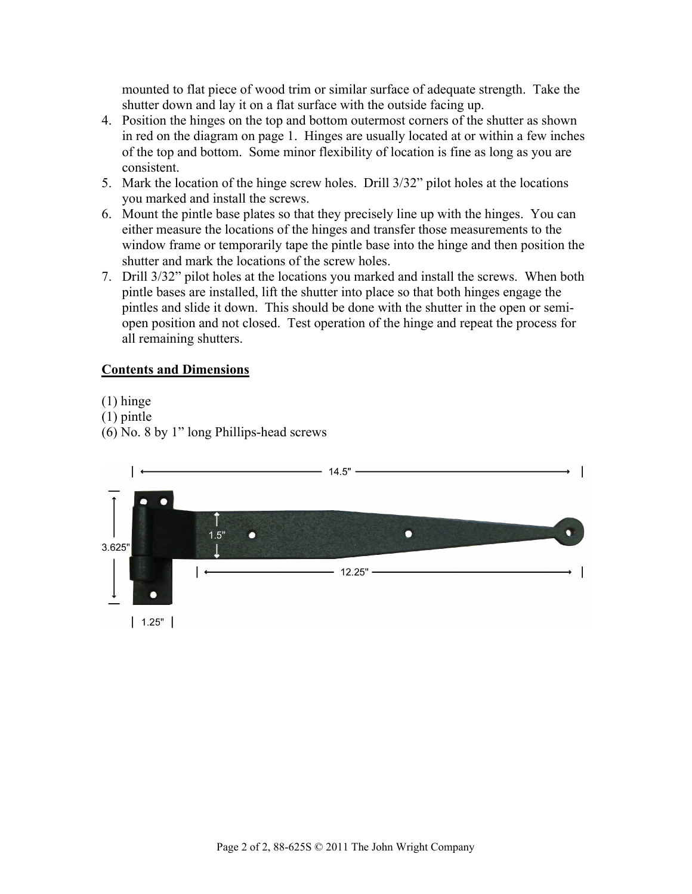mounted to flat piece of wood trim or similar surface of adequate strength. Take the shutter down and lay it on a flat surface with the outside facing up.

4. Position the hinges on the top and bottom outermost corners of the shutter as shown in red on the diagram on page 1. Hinges are usually located at or within a few inches of the top and bottom. Some minor flexibility of location is fine as long as you are consistent.
5. Mark the location of the hinge screw holes. Drill 3/32" pilot holes at the locations you marked and install the screws.
6. Mount the pintle base plates so that they precisely line up with the hinges. You can either measure the locations of the hinges and transfer those measurements to the window frame or temporarily tape the pintle base into the hinge and then position the shutter and mark the locations of the screw holes.
7. Drill 3/32" pilot holes at the locations you marked and install the screws. When both pintle bases are installed, lift the shutter into place so that both hinges engage the pintles and slide it down. This should be done with the shutter in the open or semi-open position and not closed. Test operation of the hinge and repeat the process for all remaining shutters.

## Contents and Dimensions

(1) hinge
(1) pintle
(6) No. 8 by 1" long Phillips-head screws

14.5"
3.625"
1.5"
12.25"
1.25"